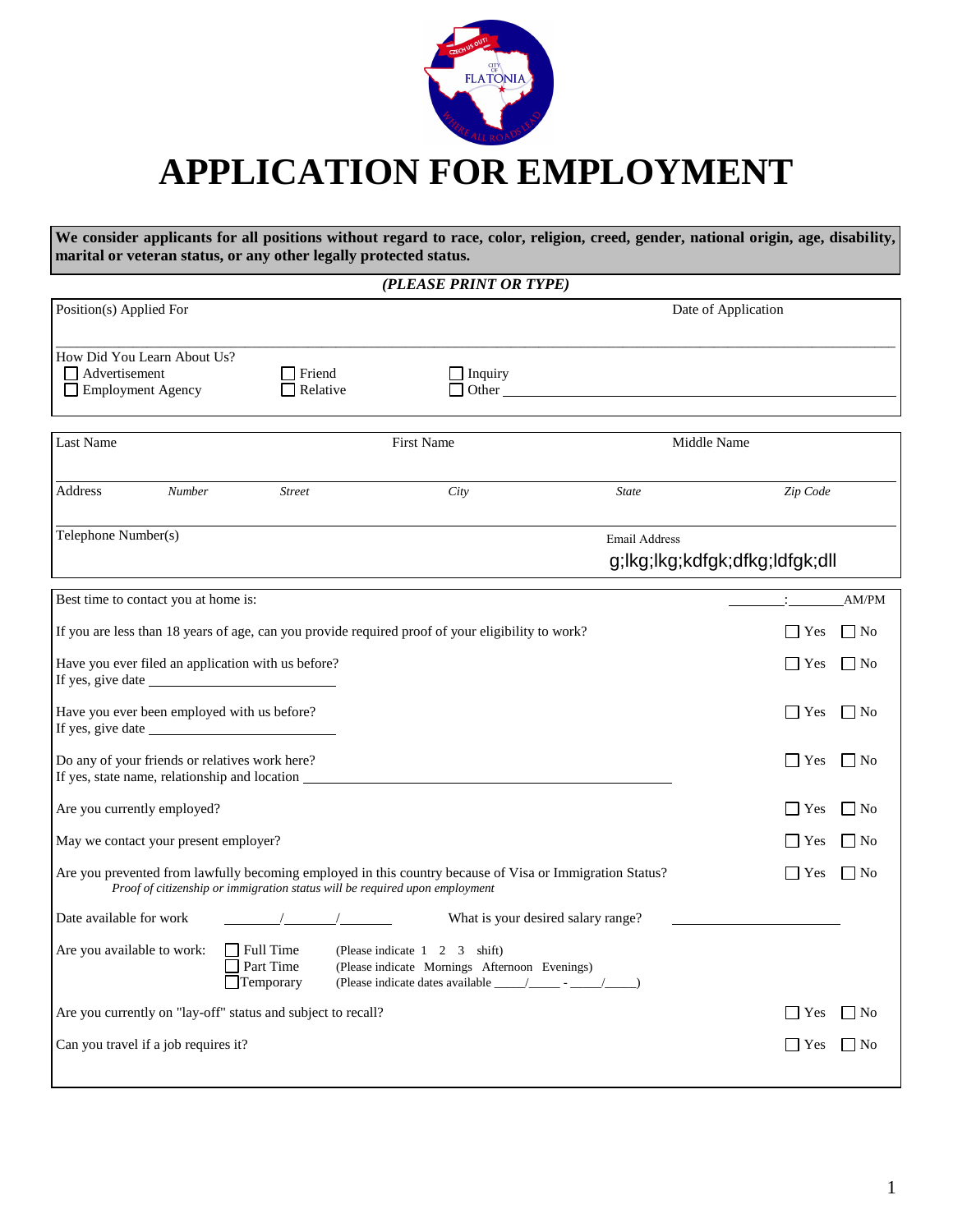# APPLICATION FOR EMPLOYMENT

**We consider applicants for all positions without regard to race, color, religion, creed, gender, national origin, age, disability, marital or veteran status, or any other legally protected status.**

***(PLEASE PRINT OR TYPE)***

Position(s) Applied For &nbsp;&nbsp;&nbsp;&nbsp;&nbsp;&nbsp;&nbsp;&nbsp; Date of Application

How Did You Learn About Us?

- ☐ Advertisement
- ☐ Employment Agency
- ☐ Friend
- ☐ Relative
- ☐ Inquiry
- ☐ Other ____________________

| Last Name | First Name | Middle Name |
|---|---|---|
| | | |

| Address | *Number* | *Street* | *City* | *State* | *Zip Code* |
|---|---|---|---|---|---|
| | | | | | |

Telephone Number(s)

Email Address
g;lkg;lkg;kdfgk;dfkg;ldfgk;dll

Best time to contact you at home is: ______:______ AM/PM

If you are less than 18 years of age, can you provide required proof of your eligibility to work? ☐ Yes ☐ No

Have you ever filed an application with us before? ☐ Yes ☐ No
If yes, give date ____________________

Have you ever been employed with us before? ☐ Yes ☐ No
If yes, give date ____________________

Do any of your friends or relatives work here? ☐ Yes ☐ No
If yes, state name, relationship and location ____________________

Are you currently employed? ☐ Yes ☐ No

May we contact your present employer? ☐ Yes ☐ No

Are you prevented from lawfully becoming employed in this country because of Visa or Immigration Status? ☐ Yes ☐ No
*Proof of citizenship or immigration status will be required upon employment*

Date available for work ______/______/______ &nbsp;&nbsp;&nbsp; What is your desired salary range? ____________________

Are you available to work:

- ☐ Full Time (Please indicate 1 2 3 shift)
- ☐ Part Time (Please indicate Mornings Afternoon Evenings)
- ☐ Temporary (Please indicate dates available _____/_____ - _____/_____)

Are you currently on "lay-off" status and subject to recall? ☐ Yes ☐ No

Can you travel if a job requires it? ☐ Yes ☐ No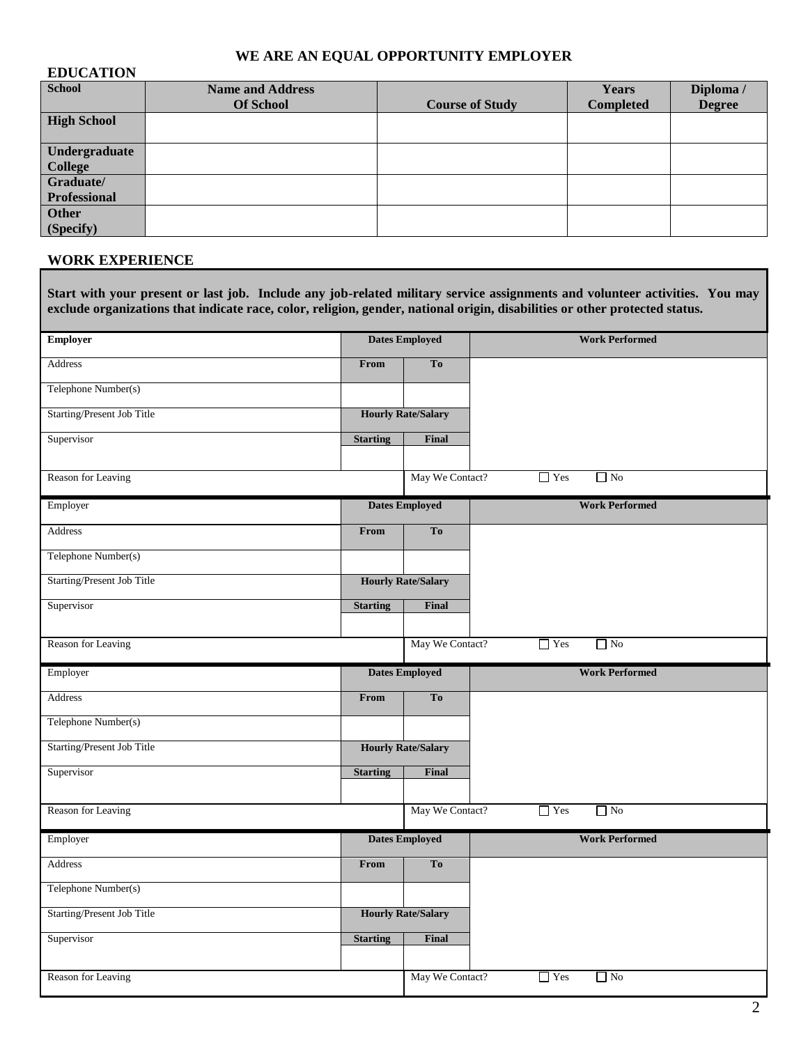**WE ARE AN EQUAL OPPORTUNITY EMPLOYER**

## EDUCATION

| School | Name and Address Of School | Course of Study | Years Completed | Diploma / Degree |
|---|---|---|---|---|
| **High School** | | | | |
| **Undergraduate College** | | | | |
| **Graduate/ Professional** | | | | |
| **Other (Specify)** | | | | |

## WORK EXPERIENCE

**Start with your present or last job. Include any job-related military service assignments and volunteer activities. You may exclude organizations that indicate race, color, religion, gender, national origin, disabilities or other protected status.**

| Employer | Dates Employed | | Work Performed |
|---|---|---|---|
| Address | From | To | |
| Telephone Number(s) | | | |
| Starting/Present Job Title | Hourly Rate/Salary | | |
| Supervisor | Starting | Final | |
| | | | |
| Reason for Leaving | | May We Contact? | ☐ Yes ☐ No |

| Employer | Dates Employed | | Work Performed |
|---|---|---|---|
| Address | From | To | |
| Telephone Number(s) | | | |
| Starting/Present Job Title | Hourly Rate/Salary | | |
| Supervisor | Starting | Final | |
| | | | |
| Reason for Leaving | | May We Contact? | ☐ Yes ☐ No |

| Employer | Dates Employed | | Work Performed |
|---|---|---|---|
| Address | From | To | |
| Telephone Number(s) | | | |
| Starting/Present Job Title | Hourly Rate/Salary | | |
| Supervisor | Starting | Final | |
| | | | |
| Reason for Leaving | | May We Contact? | ☐ Yes ☐ No |

| Employer | Dates Employed | | Work Performed |
|---|---|---|---|
| Address | From | To | |
| Telephone Number(s) | | | |
| Starting/Present Job Title | Hourly Rate/Salary | | |
| Supervisor | Starting | Final | |
| | | | |
| Reason for Leaving | | May We Contact? | ☐ Yes ☐ No |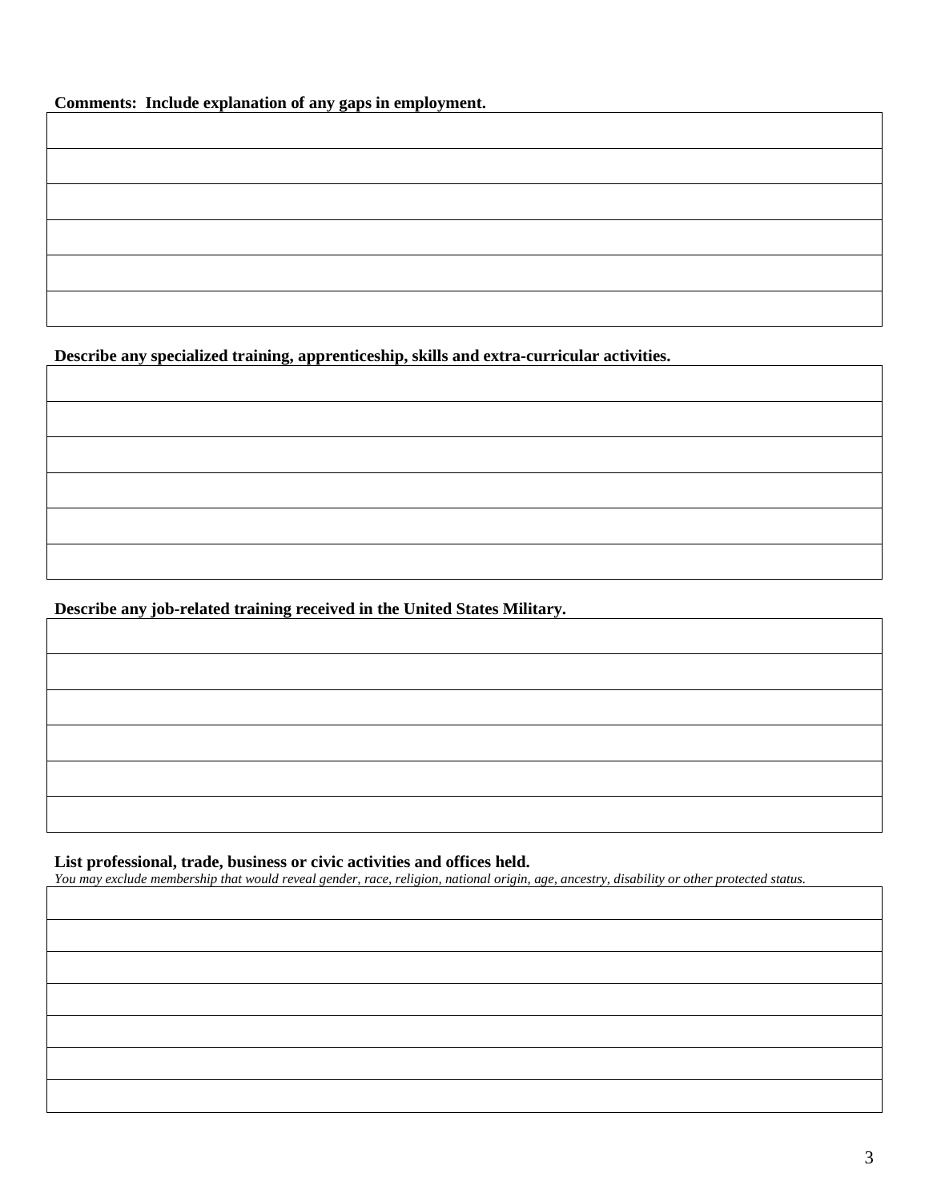**Comments: Include explanation of any gaps in employment.**

| |
|---|
| |
| |
| |
| |
| |
| |

**Describe any specialized training, apprenticeship, skills and extra-curricular activities.**

| |
|---|
| |
| |
| |
| |
| |
| |

**Describe any job-related training received in the United States Military.**

| |
|---|
| |
| |
| |
| |
| |
| |

**List professional, trade, business or civic activities and offices held.**

*You may exclude membership that would reveal gender, race, religion, national origin, age, ancestry, disability or other protected status.*

| |
|---|
| |
| |
| |
| |
| |
| |
| |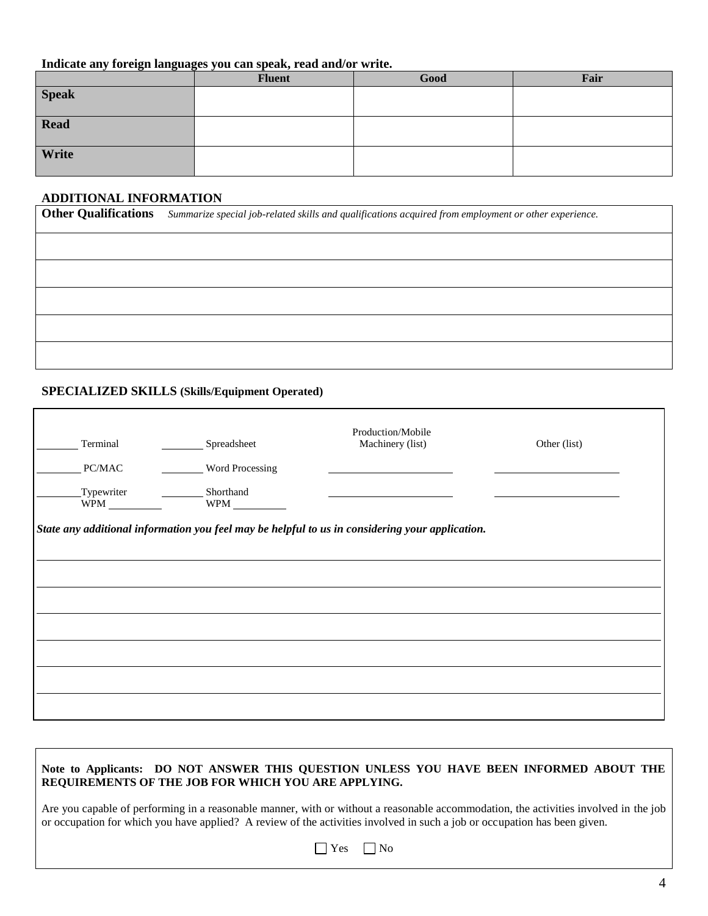**Indicate any foreign languages you can speak, read and/or write.**

| | Fluent | Good | Fair |
|---|---|---|---|
| **Speak** | | | |
| **Read** | | | |
| **Write** | | | |

## ADDITIONAL INFORMATION

| **Other Qualifications** *Summarize special job-related skills and qualifications acquired from employment or other experience.* |
|---|
| |
| |
| |
| |
| |

## SPECIALIZED SKILLS (Skills/Equipment Operated)

| | | Production/Mobile Machinery (list) | Other (list) |
|---|---|---|---|
| ________ Terminal | ________ Spreadsheet | | |
| ________ PC/MAC | ________ Word Processing | ________________ | ________________ |
| ________ Typewriter WPM ________ | ________ Shorthand WPM ________ | ________________ | ________________ |

***State any additional information you feel may be helpful to us in considering your application.***

______________________________________________________________________

______________________________________________________________________

______________________________________________________________________

______________________________________________________________________

______________________________________________________________________

______________________________________________________________________

**Note to Applicants: DO NOT ANSWER THIS QUESTION UNLESS YOU HAVE BEEN INFORMED ABOUT THE REQUIREMENTS OF THE JOB FOR WHICH YOU ARE APPLYING.**

Are you capable of performing in a reasonable manner, with or without a reasonable accommodation, the activities involved in the job or occupation for which you have applied? A review of the activities involved in such a job or occupation has been given.

☐ Yes ☐ No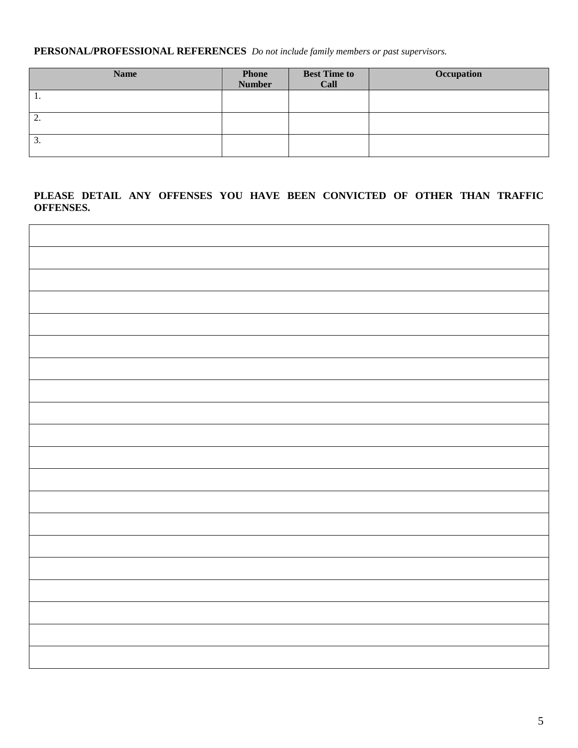**PERSONAL/PROFESSIONAL REFERENCES** *Do not include family members or past supervisors.*

| Name | Phone Number | Best Time to Call | Occupation |
|---|---|---|---|
| 1. | | | |
| 2. | | | |
| 3. | | | |

**PLEASE DETAIL ANY OFFENSES YOU HAVE BEEN CONVICTED OF OTHER THAN TRAFFIC OFFENSES.**

| |
|---|
| |
| |
| |
| |
| |
| |
| |
| |
| |
| |
| |
| |
| |
| |
| |
| |
| |
| |
| |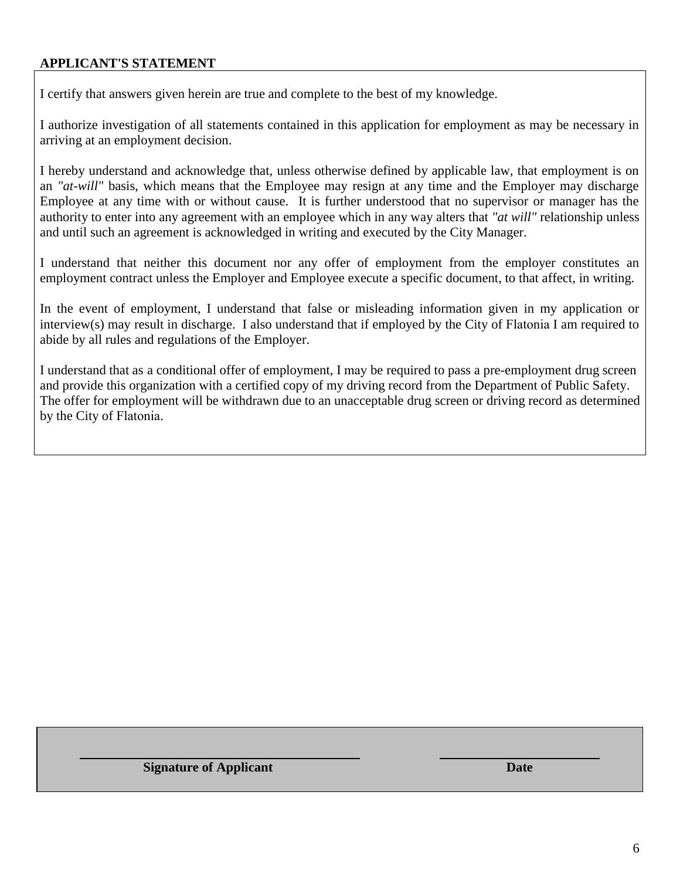**APPLICANT'S STATEMENT**

I certify that answers given herein are true and complete to the best of my knowledge.

I authorize investigation of all statements contained in this application for employment as may be necessary in arriving at an employment decision.

I hereby understand and acknowledge that, unless otherwise defined by applicable law, that employment is on an *"at-will"* basis, which means that the Employee may resign at any time and the Employer may discharge Employee at any time with or without cause. It is further understood that no supervisor or manager has the authority to enter into any agreement with an employee which in any way alters that *"at will"* relationship unless and until such an agreement is acknowledged in writing and executed by the City Manager.

I understand that neither this document nor any offer of employment from the employer constitutes an employment contract unless the Employer and Employee execute a specific document, to that affect, in writing.

In the event of employment, I understand that false or misleading information given in my application or interview(s) may result in discharge. I also understand that if employed by the City of Flatonia I am required to abide by all rules and regulations of the Employer.

I understand that as a conditional offer of employment, I may be required to pass a pre-employment drug screen and provide this organization with a certified copy of my driving record from the Department of Public Safety. The offer for employment will be withdrawn due to an unacceptable drug screen or driving record as determined by the City of Flatonia.

| _________________________________ | _____________________ |
|---|---|
| **Signature of Applicant** | **Date** |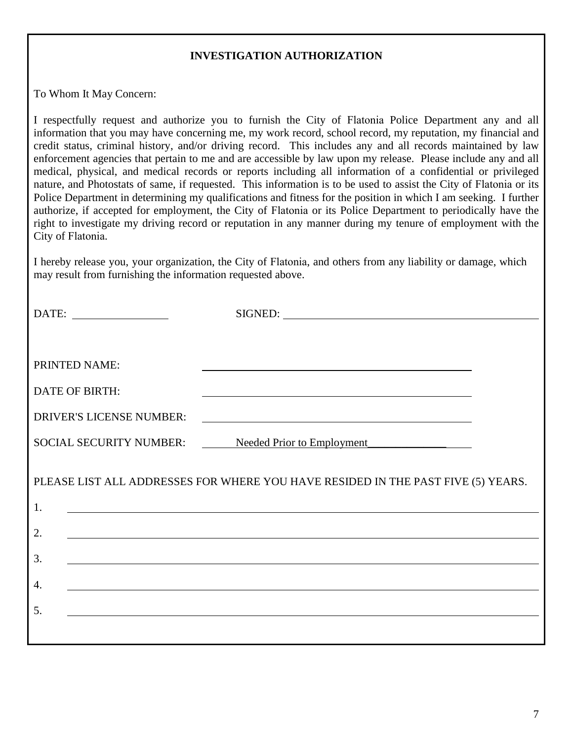## INVESTIGATION AUTHORIZATION

To Whom It May Concern:

I respectfully request and authorize you to furnish the City of Flatonia Police Department any and all information that you may have concerning me, my work record, school record, my reputation, my financial and credit status, criminal history, and/or driving record. This includes any and all records maintained by law enforcement agencies that pertain to me and are accessible by law upon my release. Please include any and all medical, physical, and medical records or reports including all information of a confidential or privileged nature, and Photostats of same, if requested. This information is to be used to assist the City of Flatonia or its Police Department in determining my qualifications and fitness for the position in which I am seeking. I further authorize, if accepted for employment, the City of Flatonia or its Police Department to periodically have the right to investigate my driving record or reputation in any manner during my tenure of employment with the City of Flatonia.

I hereby release you, your organization, the City of Flatonia, and others from any liability or damage, which may result from furnishing the information requested above.

DATE: ________________ SIGNED: ______________________________________________

PRINTED NAME: ______________________________________________

DATE OF BIRTH: ______________________________________________

DRIVER'S LICENSE NUMBER: ______________________________________________

SOCIAL SECURITY NUMBER: Needed Prior to Employment______________

PLEASE LIST ALL ADDRESSES FOR WHERE YOU HAVE RESIDED IN THE PAST FIVE (5) YEARS.

1. ______________________________________________________________________

2. ______________________________________________________________________

3. ______________________________________________________________________

4. ______________________________________________________________________

5. ______________________________________________________________________